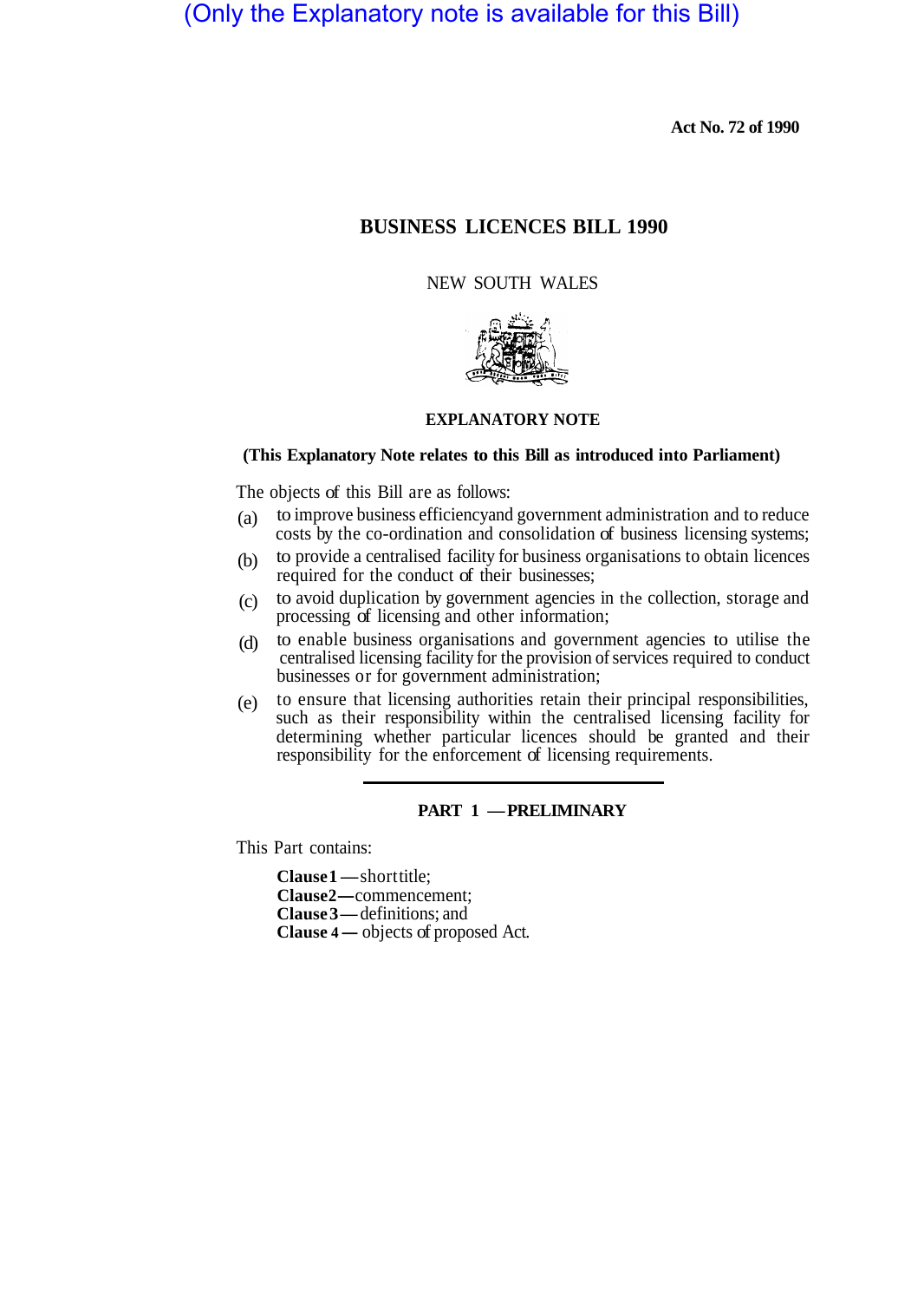(Only the Explanatory note is available for this Bill)

**Act No. 72 of 1990**

# BUSINESS LICENCES BILL 1990

NEW SOUTH WALES

## EXPLANATORY NOTE

**(This Explanatory Note relates to this Bill as introduced into Parliament)**

The objects of this Bill are as follows:

(a) to improve business efficiencyand government administration and to reduce costs by the co-ordination and consolidation of business licensing systems;

(b) to provide a centralised facility for business organisations to obtain licences required for the conduct of their businesses;

(c) to avoid duplication by government agencies in the collection, storage and processing of licensing and other information;

(d) to enable business organisations and government agencies to utilise the centralised licensing facility for the provision of services required to conduct businesses or for government administration;

(e) to ensure that licensing authorities retain their principal responsibilities, such as their responsibility within the centralised licensing facility for determining whether particular licences should be granted and their responsibility for the enforcement of licensing requirements.

## PART 1 — PRELIMINARY

This Part contains:

**Clause 1** — shorttitle;
**Clause 2** — commencement;
**Clause 3** — definitions; and
**Clause 4** — objects of proposed Act.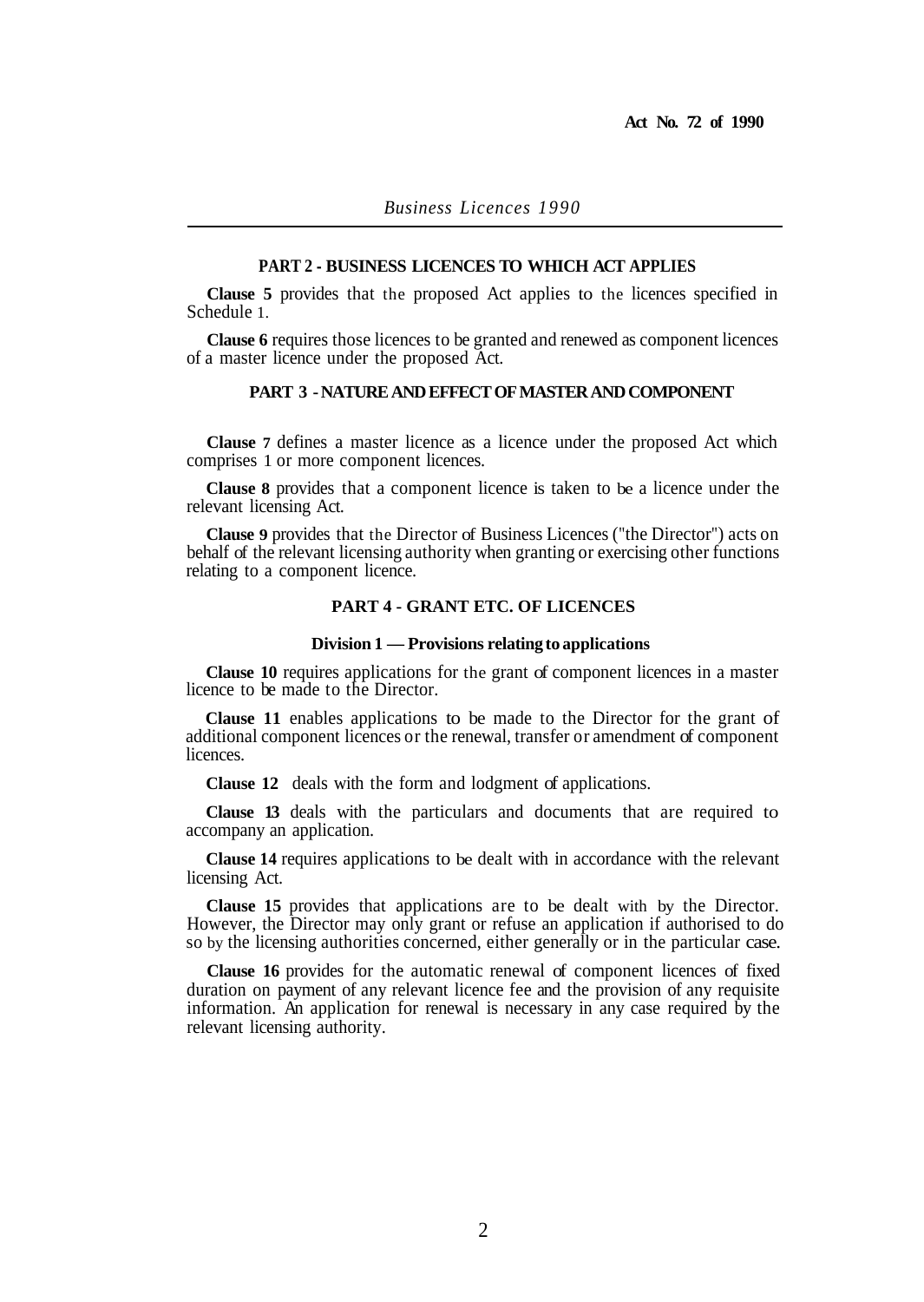## PART 2 - BUSINESS LICENCES TO WHICH ACT APPLIES

**Clause 5** provides that the proposed Act applies to the licences specified in Schedule 1.

**Clause 6** requires those licences to be granted and renewed as component licences of a master licence under the proposed Act.

## PART 3 - NATURE AND EFFECT OF MASTER AND COMPONENT

**Clause 7** defines a master licence as a licence under the proposed Act which comprises 1 or more component licences.

**Clause 8** provides that a component licence is taken to be a licence under the relevant licensing Act.

**Clause 9** provides that the Director of Business Licences ("the Director") acts on behalf of the relevant licensing authority when granting or exercising other functions relating to a component licence.

## PART 4 - GRANT ETC. OF LICENCES

### Division 1 — Provisions relating to applications

**Clause 10** requires applications for the grant of component licences in a master licence to be made to the Director.

**Clause 11** enables applications to be made to the Director for the grant of additional component licences or the renewal, transfer or amendment of component licences.

**Clause 12** deals with the form and lodgment of applications.

**Clause 13** deals with the particulars and documents that are required to accompany an application.

**Clause 14** requires applications to be dealt with in accordance with the relevant licensing Act.

**Clause 15** provides that applications are to be dealt with by the Director. However, the Director may only grant or refuse an application if authorised to do so by the licensing authorities concerned, either generally or in the particular case.

**Clause 16** provides for the automatic renewal of component licences of fixed duration on payment of any relevant licence fee and the provision of any requisite information. An application for renewal is necessary in any case required by the relevant licensing authority.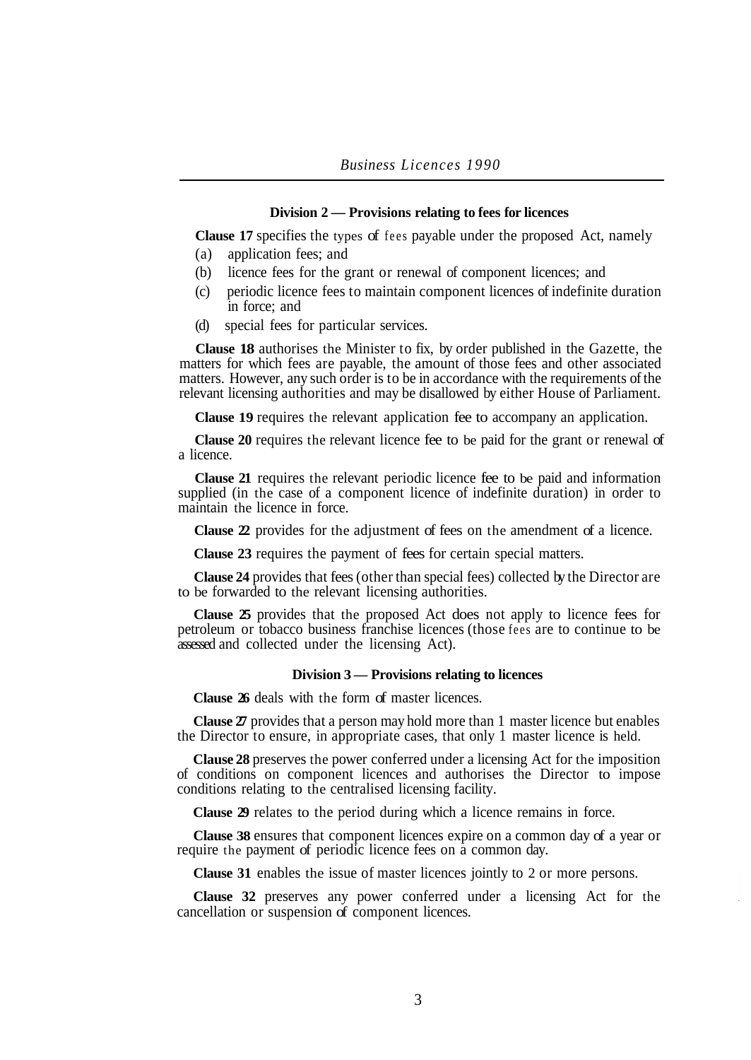### Division 2 — Provisions relating to fees for licences

**Clause 17** specifies the types of fees payable under the proposed Act, namely

(a) application fees; and
(b) licence fees for the grant or renewal of component licences; and
(c) periodic licence fees to maintain component licences of indefinite duration in force; and
(d) special fees for particular services.

**Clause 18** authorises the Minister to fix, by order published in the Gazette, the matters for which fees are payable, the amount of those fees and other associated matters. However, any such order is to be in accordance with the requirements of the relevant licensing authorities and may be disallowed by either House of Parliament.

**Clause 19** requires the relevant application fee to accompany an application.

**Clause 20** requires the relevant licence fee to be paid for the grant or renewal of a licence.

**Clause 21** requires the relevant periodic licence fee to be paid and information supplied (in the case of a component licence of indefinite duration) in order to maintain the licence in force.

**Clause 22** provides for the adjustment of fees on the amendment of a licence.

**Clause 23** requires the payment of fees for certain special matters.

**Clause 24** provides that fees (other than special fees) collected by the Director are to be forwarded to the relevant licensing authorities.

**Clause 25** provides that the proposed Act does not apply to licence fees for petroleum or tobacco business franchise licences (those fees are to continue to be assessed and collected under the licensing Act).

### Division 3 — Provisions relating to licences

**Clause 26** deals with the form of master licences.

**Clause 27** provides that a person may hold more than 1 master licence but enables the Director to ensure, in appropriate cases, that only 1 master licence is held.

**Clause 28** preserves the power conferred under a licensing Act for the imposition of conditions on component licences and authorises the Director to impose conditions relating to the centralised licensing facility.

**Clause 29** relates to the period during which a licence remains in force.

**Clause 38** ensures that component licences expire on a common day of a year or require the payment of periodic licence fees on a common day.

**Clause 31** enables the issue of master licences jointly to 2 or more persons.

**Clause 32** preserves any power conferred under a licensing Act for the cancellation or suspension of component licences.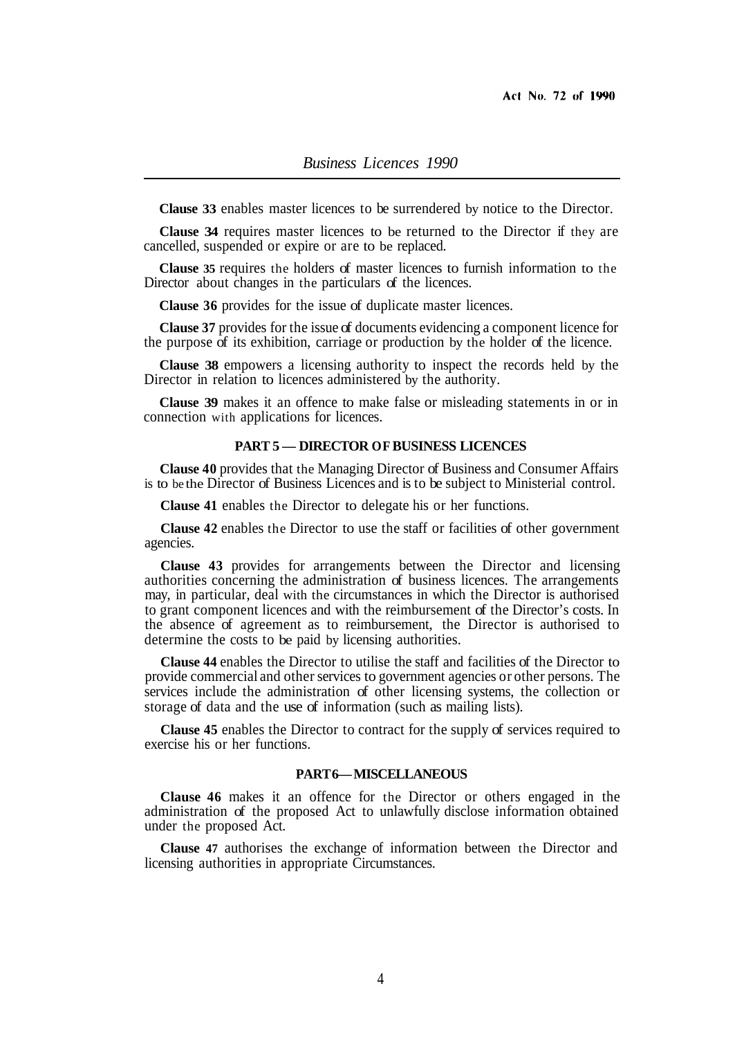**Clause 33** enables master licences to be surrendered by notice to the Director.

**Clause 34** requires master licences to be returned to the Director if they are cancelled, suspended or expire or are to be replaced.

**Clause 35** requires the holders of master licences to furnish information to the Director about changes in the particulars of the licences.

**Clause 36** provides for the issue of duplicate master licences.

**Clause 37** provides for the issue of documents evidencing a component licence for the purpose of its exhibition, carriage or production by the holder of the licence.

**Clause 38** empowers a licensing authority to inspect the records held by the Director in relation to licences administered by the authority.

**Clause 39** makes it an offence to make false or misleading statements in or in connection with applications for licences.

## PART 5 — DIRECTOR OF BUSINESS LICENCES

**Clause 40** provides that the Managing Director of Business and Consumer Affairs is to be the Director of Business Licences and is to be subject to Ministerial control.

**Clause 41** enables the Director to delegate his or her functions.

**Clause 42** enables the Director to use the staff or facilities of other government agencies.

**Clause 43** provides for arrangements between the Director and licensing authorities concerning the administration of business licences. The arrangements may, in particular, deal with the circumstances in which the Director is authorised to grant component licences and with the reimbursement of the Director's costs. In the absence of agreement as to reimbursement, the Director is authorised to determine the costs to be paid by licensing authorities.

**Clause 44** enables the Director to utilise the staff and facilities of the Director to provide commercial and other services to government agencies or other persons. The services include the administration of other licensing systems, the collection or storage of data and the use of information (such as mailing lists).

**Clause 45** enables the Director to contract for the supply of services required to exercise his or her functions.

## PART 6 — MISCELLANEOUS

**Clause 46** makes it an offence for the Director or others engaged in the administration of the proposed Act to unlawfully disclose information obtained under the proposed Act.

**Clause 47** authorises the exchange of information between the Director and licensing authorities in appropriate Circumstances.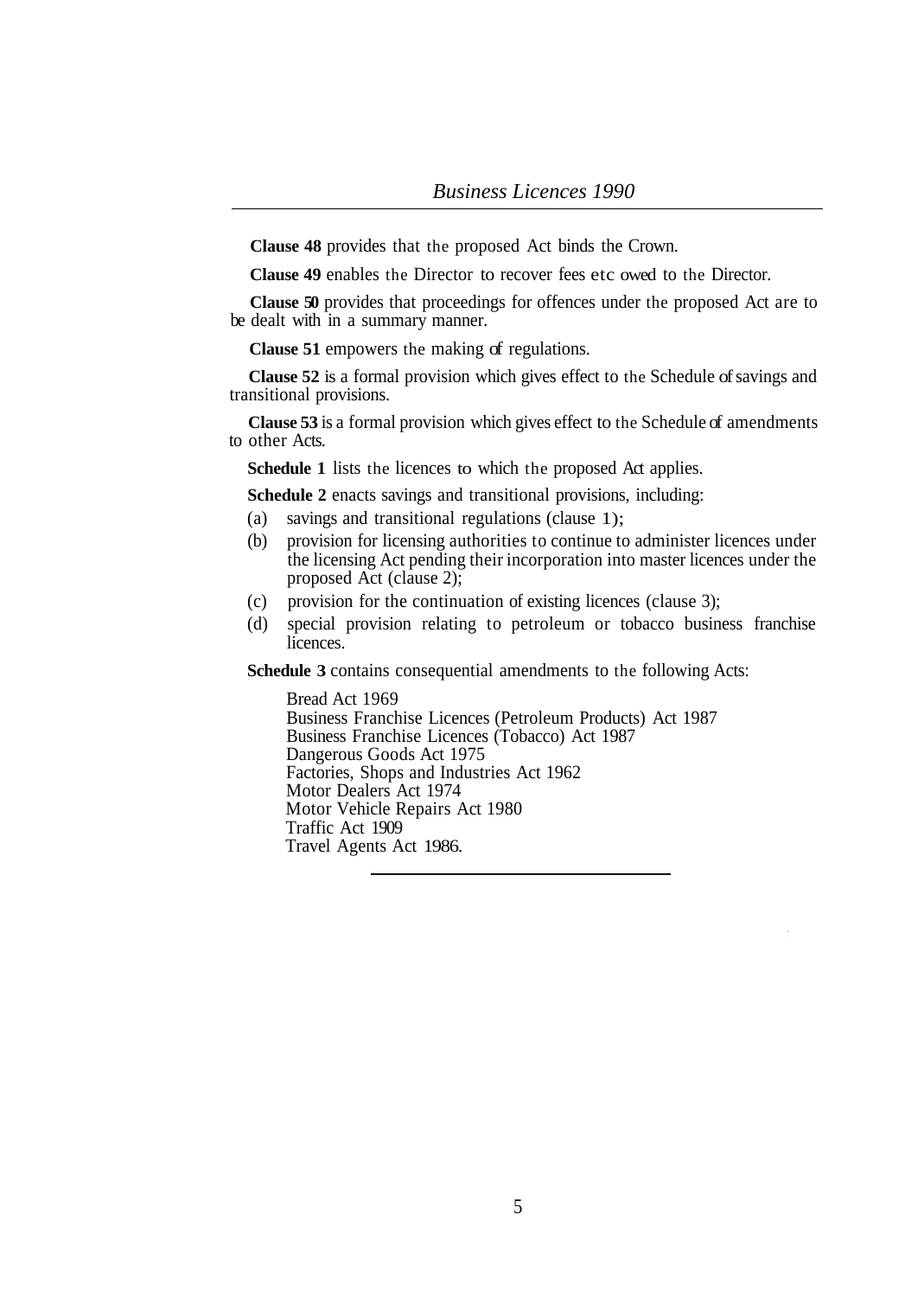**Clause 48** provides that the proposed Act binds the Crown.

**Clause 49** enables the Director to recover fees etc owed to the Director.

**Clause 50** provides that proceedings for offences under the proposed Act are to be dealt with in a summary manner.

**Clause 51** empowers the making of regulations.

**Clause 52** is a formal provision which gives effect to the Schedule of savings and transitional provisions.

**Clause 53** is a formal provision which gives effect to the Schedule of amendments to other Acts.

**Schedule 1** lists the licences to which the proposed Act applies.

**Schedule 2** enacts savings and transitional provisions, including:

- (a) savings and transitional regulations (clause 1);
- (b) provision for licensing authorities to continue to administer licences under the licensing Act pending their incorporation into master licences under the proposed Act (clause 2);
- (c) provision for the continuation of existing licences (clause 3);
- (d) special provision relating to petroleum or tobacco business franchise licences.

**Schedule 3** contains consequential amendments to the following Acts:

Bread Act 1969
Business Franchise Licences (Petroleum Products) Act 1987
Business Franchise Licences (Tobacco) Act 1987
Dangerous Goods Act 1975
Factories, Shops and Industries Act 1962
Motor Dealers Act 1974
Motor Vehicle Repairs Act 1980
Traffic Act 1909
Travel Agents Act 1986.